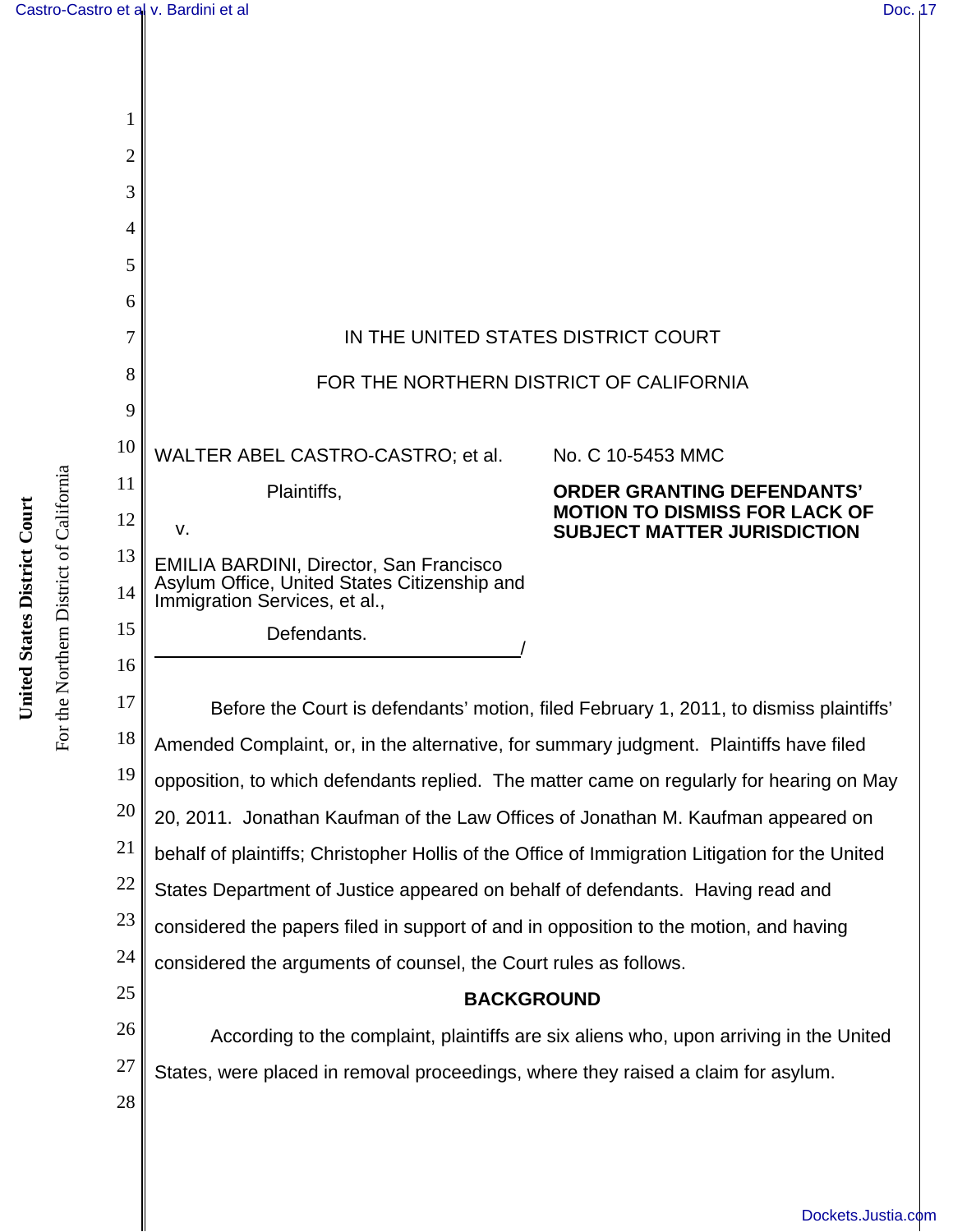IN THE UNITED STATES DISTRICT COURT

FOR THE NORTHERN DISTRICT OF CALIFORNIA

WALTER ABEL CASTRO-CASTRO; et al.

Plaintiffs,

v.

EMILIA BARDINI, Director, San Francisco Asylum Office, United States Citizenship and Immigration Services, et al.,

Defendants.

No. C 10-5453 MMC

**ORDER GRANTING DEFENDANTS' MOTION TO DISMISS FOR LACK OF SUBJECT MATTER JURISDICTION**

Before the Court is defendants' motion, filed February 1, 2011, to dismiss plaintiffs' Amended Complaint, or, in the alternative, for summary judgment. Plaintiffs have filed opposition, to which defendants replied. The matter came on regularly for hearing on May 20, 2011. Jonathan Kaufman of the Law Offices of Jonathan M. Kaufman appeared on behalf of plaintiffs; Christopher Hollis of the Office of Immigration Litigation for the United States Department of Justice appeared on behalf of defendants. Having read and considered the papers filed in support of and in opposition to the motion, and having considered the arguments of counsel, the Court rules as follows.

## BACKGROUND

According to the complaint, plaintiffs are six aliens who, upon arriving in the United States, were placed in removal proceedings, where they raised a claim for asylum.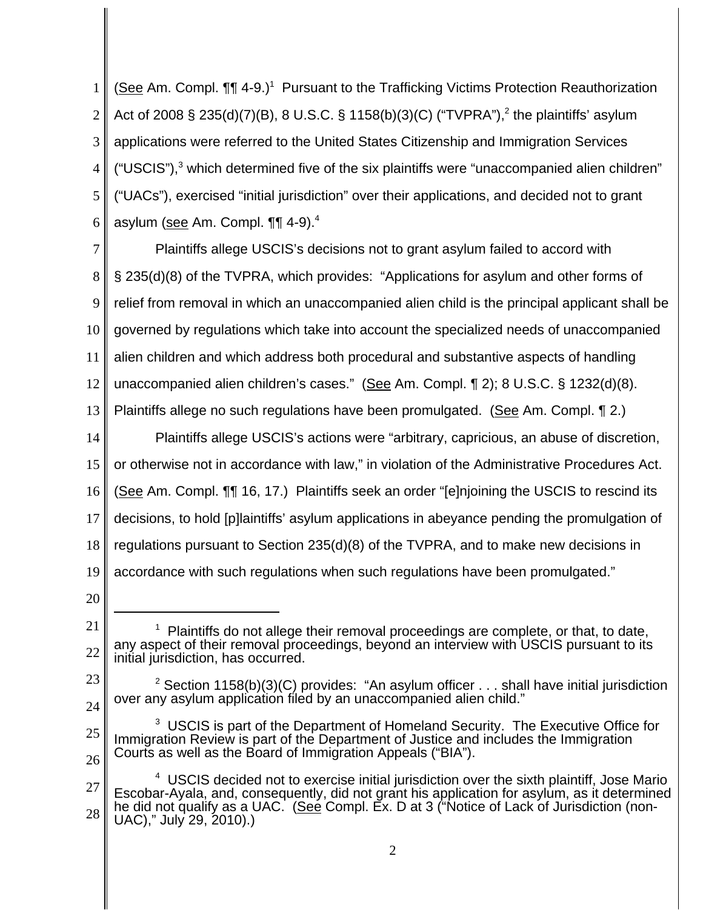(See Am. Compl. ¶¶ 4-9.)[1] Pursuant to the Trafficking Victims Protection Reauthorization Act of 2008 § 235(d)(7)(B), 8 U.S.C. § 1158(b)(3)(C) ("TVPRA"),[2] the plaintiffs' asylum applications were referred to the United States Citizenship and Immigration Services ("USCIS"),[3] which determined five of the six plaintiffs were "unaccompanied alien children" ("UACs"), exercised "initial jurisdiction" over their applications, and decided not to grant asylum (see Am. Compl. ¶¶ 4-9).[4]

Plaintiffs allege USCIS's decisions not to grant asylum failed to accord with § 235(d)(8) of the TVPRA, which provides: "Applications for asylum and other forms of relief from removal in which an unaccompanied alien child is the principal applicant shall be governed by regulations which take into account the specialized needs of unaccompanied alien children and which address both procedural and substantive aspects of handling unaccompanied alien children's cases." (See Am. Compl. ¶ 2); 8 U.S.C. § 1232(d)(8). Plaintiffs allege no such regulations have been promulgated. (See Am. Compl. ¶ 2.)

Plaintiffs allege USCIS's actions were "arbitrary, capricious, an abuse of discretion, or otherwise not in accordance with law," in violation of the Administrative Procedures Act. (See Am. Compl. ¶¶ 16, 17.) Plaintiffs seek an order "[e]njoining the USCIS to rescind its decisions, to hold [p]laintiffs' asylum applications in abeyance pending the promulgation of regulations pursuant to Section 235(d)(8) of the TVPRA, and to make new decisions in accordance with such regulations when such regulations have been promulgated."

---

[1] Plaintiffs do not allege their removal proceedings are complete, or that, to date, any aspect of their removal proceedings, beyond an interview with USCIS pursuant to its initial jurisdiction, has occurred.

[2] Section 1158(b)(3)(C) provides: "An asylum officer . . . shall have initial jurisdiction over any asylum application filed by an unaccompanied alien child."

[3] USCIS is part of the Department of Homeland Security. The Executive Office for Immigration Review is part of the Department of Justice and includes the Immigration Courts as well as the Board of Immigration Appeals ("BIA").

[4] USCIS decided not to exercise initial jurisdiction over the sixth plaintiff, Jose Mario Escobar-Ayala, and, consequently, did not grant his application for asylum, as it determined he did not qualify as a UAC. (See Compl. Ex. D at 3 ("Notice of Lack of Jurisdiction (non-UAC)," July 29, 2010).)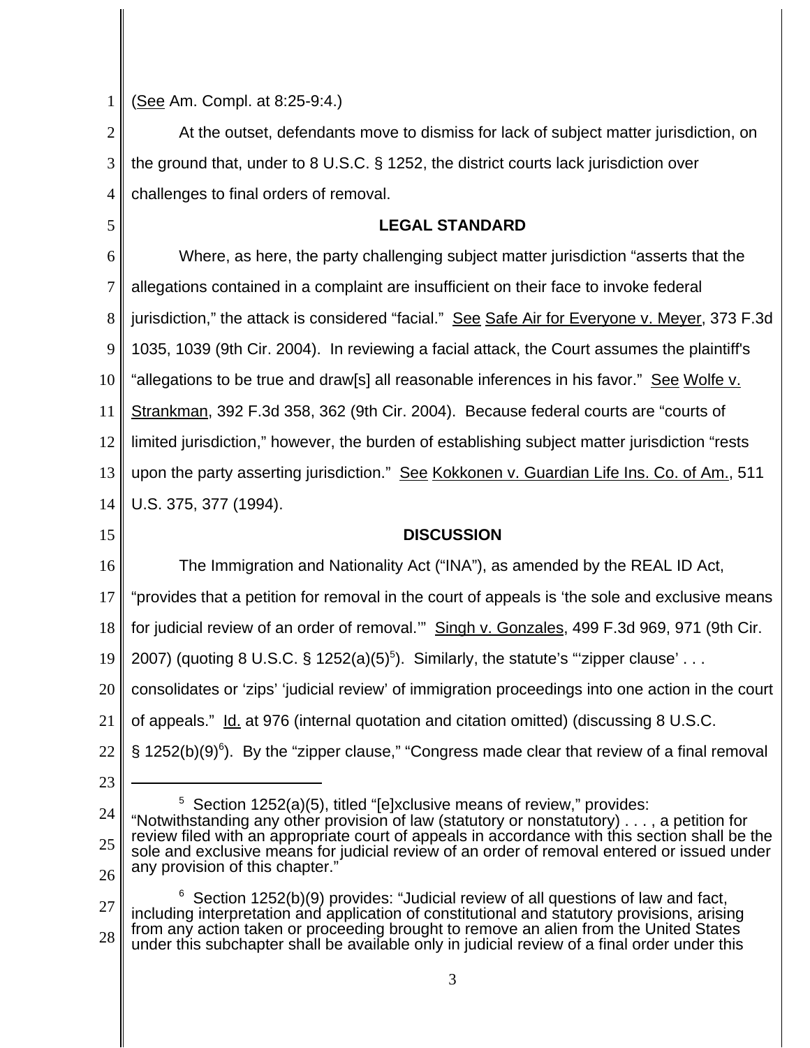(See Am. Compl. at 8:25-9:4.)

At the outset, defendants move to dismiss for lack of subject matter jurisdiction, on the ground that, under to 8 U.S.C. § 1252, the district courts lack jurisdiction over challenges to final orders of removal.

## LEGAL STANDARD

Where, as here, the party challenging subject matter jurisdiction "asserts that the allegations contained in a complaint are insufficient on their face to invoke federal jurisdiction," the attack is considered "facial." See Safe Air for Everyone v. Meyer, 373 F.3d 1035, 1039 (9th Cir. 2004). In reviewing a facial attack, the Court assumes the plaintiff's "allegations to be true and draw[s] all reasonable inferences in his favor." See Wolfe v. Strankman, 392 F.3d 358, 362 (9th Cir. 2004). Because federal courts are "courts of limited jurisdiction," however, the burden of establishing subject matter jurisdiction "rests upon the party asserting jurisdiction." See Kokkonen v. Guardian Life Ins. Co. of Am., 511 U.S. 375, 377 (1994).

## DISCUSSION

The Immigration and Nationality Act ("INA"), as amended by the REAL ID Act, "provides that a petition for removal in the court of appeals is 'the sole and exclusive means for judicial review of an order of removal.'" Singh v. Gonzales, 499 F.3d 969, 971 (9th Cir. 2007) (quoting 8 U.S.C. § 1252(a)(5)[5]). Similarly, the statute's "'zipper clause' . . . consolidates or 'zips' 'judicial review' of immigration proceedings into one action in the court of appeals." Id. at 976 (internal quotation and citation omitted) (discussing 8 U.S.C. § 1252(b)(9)[6]). By the "zipper clause," "Congress made clear that review of a final removal

---

[5] Section 1252(a)(5), titled "[e]xclusive means of review," provides: "Notwithstanding any other provision of law (statutory or nonstatutory) . . . , a petition for review filed with an appropriate court of appeals in accordance with this section shall be the sole and exclusive means for judicial review of an order of removal entered or issued under any provision of this chapter."

[6] Section 1252(b)(9) provides: "Judicial review of all questions of law and fact, including interpretation and application of constitutional and statutory provisions, arising from any action taken or proceeding brought to remove an alien from the United States under this subchapter shall be available only in judicial review of a final order under this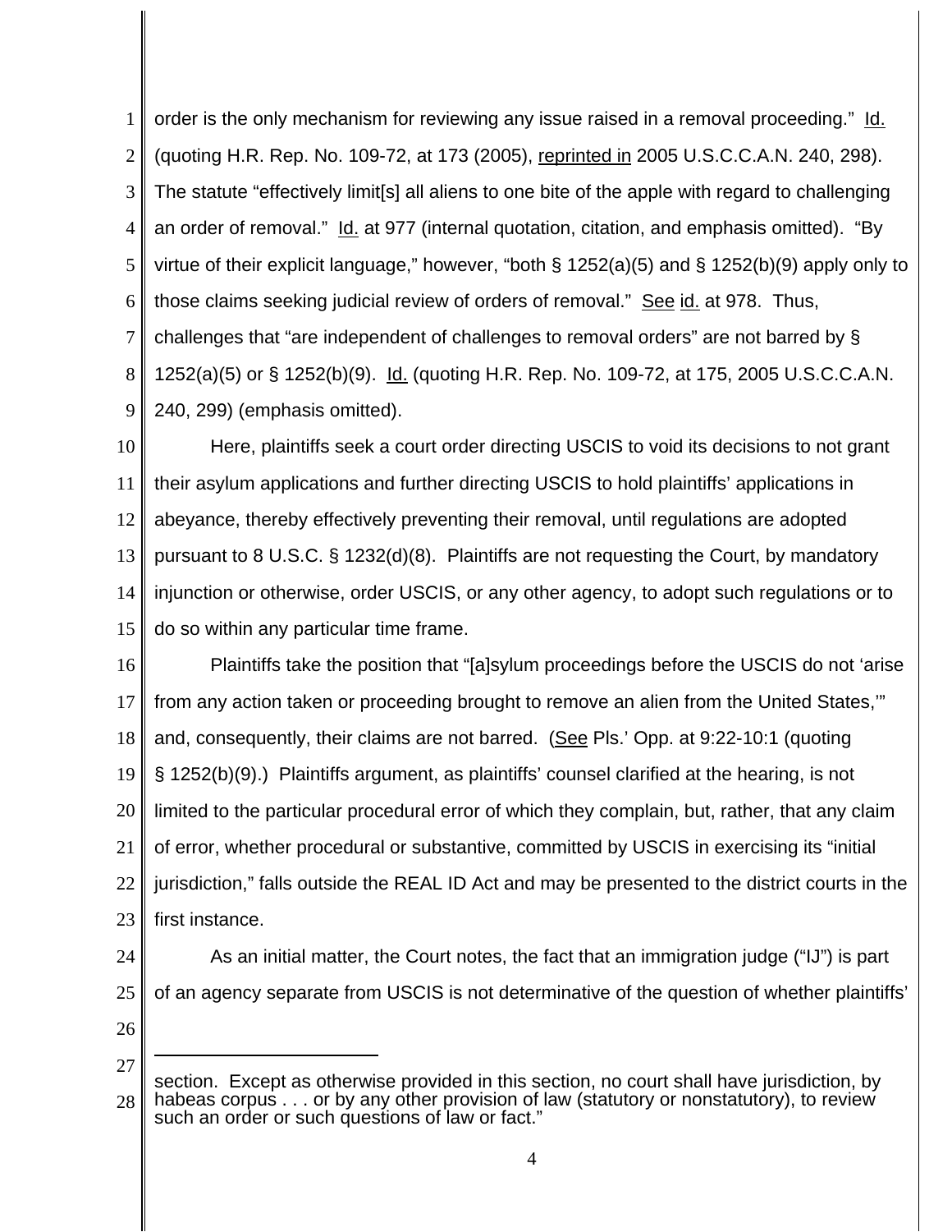order is the only mechanism for reviewing any issue raised in a removal proceeding." Id. (quoting H.R. Rep. No. 109-72, at 173 (2005), reprinted in 2005 U.S.C.C.A.N. 240, 298). The statute "effectively limit[s] all aliens to one bite of the apple with regard to challenging an order of removal." Id. at 977 (internal quotation, citation, and emphasis omitted). "By virtue of their explicit language," however, "both § 1252(a)(5) and § 1252(b)(9) apply only to those claims seeking judicial review of orders of removal." See id. at 978. Thus, challenges that "are independent of challenges to removal orders" are not barred by § 1252(a)(5) or § 1252(b)(9). Id. (quoting H.R. Rep. No. 109-72, at 175, 2005 U.S.C.C.A.N. 240, 299) (emphasis omitted).

Here, plaintiffs seek a court order directing USCIS to void its decisions to not grant their asylum applications and further directing USCIS to hold plaintiffs' applications in abeyance, thereby effectively preventing their removal, until regulations are adopted pursuant to 8 U.S.C. § 1232(d)(8). Plaintiffs are not requesting the Court, by mandatory injunction or otherwise, order USCIS, or any other agency, to adopt such regulations or to do so within any particular time frame.

Plaintiffs take the position that "[a]sylum proceedings before the USCIS do not 'arise from any action taken or proceeding brought to remove an alien from the United States,'" and, consequently, their claims are not barred. (See Pls.' Opp. at 9:22-10:1 (quoting § 1252(b)(9).) Plaintiffs argument, as plaintiffs' counsel clarified at the hearing, is not limited to the particular procedural error of which they complain, but, rather, that any claim of error, whether procedural or substantive, committed by USCIS in exercising its "initial jurisdiction," falls outside the REAL ID Act and may be presented to the district courts in the first instance.

As an initial matter, the Court notes, the fact that an immigration judge ("IJ") is part of an agency separate from USCIS is not determinative of the question of whether plaintiffs'

---

section. Except as otherwise provided in this section, no court shall have jurisdiction, by habeas corpus . . . or by any other provision of law (statutory or nonstatutory), to review such an order or such questions of law or fact."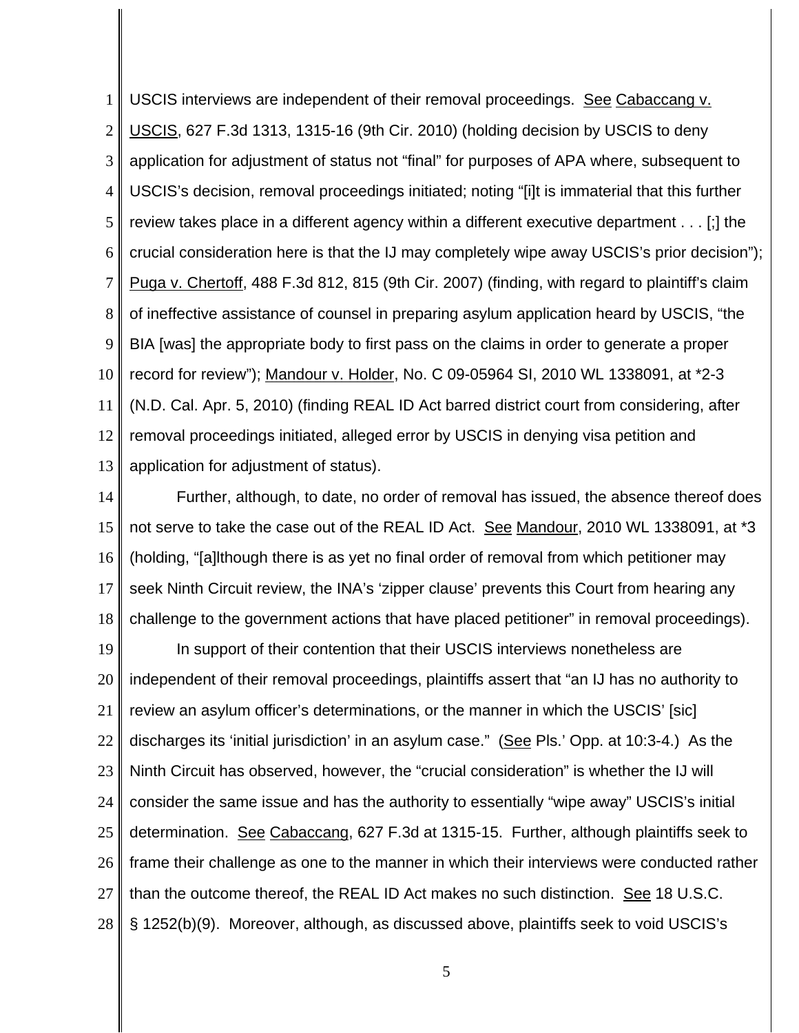USCIS interviews are independent of their removal proceedings. See Cabaccang v. USCIS, 627 F.3d 1313, 1315-16 (9th Cir. 2010) (holding decision by USCIS to deny application for adjustment of status not "final" for purposes of APA where, subsequent to USCIS's decision, removal proceedings initiated; noting "[i]t is immaterial that this further review takes place in a different agency within a different executive department . . . [;] the crucial consideration here is that the IJ may completely wipe away USCIS's prior decision"); Puga v. Chertoff, 488 F.3d 812, 815 (9th Cir. 2007) (finding, with regard to plaintiff's claim of ineffective assistance of counsel in preparing asylum application heard by USCIS, "the BIA [was] the appropriate body to first pass on the claims in order to generate a proper record for review"); Mandour v. Holder, No. C 09-05964 SI, 2010 WL 1338091, at *2-3 (N.D. Cal. Apr. 5, 2010) (finding REAL ID Act barred district court from considering, after removal proceedings initiated, alleged error by USCIS in denying visa petition and application for adjustment of status).

Further, although, to date, no order of removal has issued, the absence thereof does not serve to take the case out of the REAL ID Act. See Mandour, 2010 WL 1338091, at *3 (holding, "[a]lthough there is as yet no final order of removal from which petitioner may seek Ninth Circuit review, the INA's 'zipper clause' prevents this Court from hearing any challenge to the government actions that have placed petitioner" in removal proceedings).

In support of their contention that their USCIS interviews nonetheless are independent of their removal proceedings, plaintiffs assert that "an IJ has no authority to review an asylum officer's determinations, or the manner in which the USCIS' [sic] discharges its 'initial jurisdiction' in an asylum case." (See Pls.' Opp. at 10:3-4.) As the Ninth Circuit has observed, however, the "crucial consideration" is whether the IJ will consider the same issue and has the authority to essentially "wipe away" USCIS's initial determination. See Cabaccang, 627 F.3d at 1315-15. Further, although plaintiffs seek to frame their challenge as one to the manner in which their interviews were conducted rather than the outcome thereof, the REAL ID Act makes no such distinction. See 18 U.S.C. § 1252(b)(9). Moreover, although, as discussed above, plaintiffs seek to void USCIS's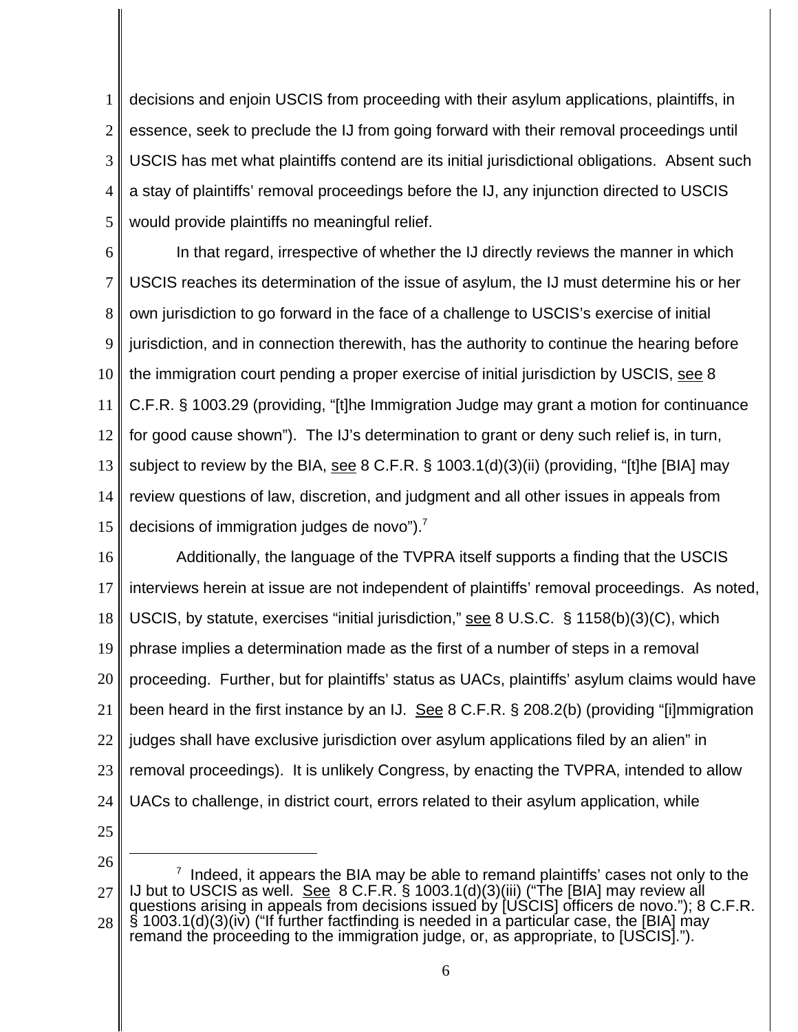decisions and enjoin USCIS from proceeding with their asylum applications, plaintiffs, in essence, seek to preclude the IJ from going forward with their removal proceedings until USCIS has met what plaintiffs contend are its initial jurisdictional obligations. Absent such a stay of plaintiffs' removal proceedings before the IJ, any injunction directed to USCIS would provide plaintiffs no meaningful relief.

In that regard, irrespective of whether the IJ directly reviews the manner in which USCIS reaches its determination of the issue of asylum, the IJ must determine his or her own jurisdiction to go forward in the face of a challenge to USCIS's exercise of initial jurisdiction, and in connection therewith, has the authority to continue the hearing before the immigration court pending a proper exercise of initial jurisdiction by USCIS, see 8 C.F.R. § 1003.29 (providing, "[t]he Immigration Judge may grant a motion for continuance for good cause shown"). The IJ's determination to grant or deny such relief is, in turn, subject to review by the BIA, see 8 C.F.R. § 1003.1(d)(3)(ii) (providing, "[t]he [BIA] may review questions of law, discretion, and judgment and all other issues in appeals from decisions of immigration judges de novo").[7]

Additionally, the language of the TVPRA itself supports a finding that the USCIS interviews herein at issue are not independent of plaintiffs' removal proceedings. As noted, USCIS, by statute, exercises "initial jurisdiction," see 8 U.S.C. § 1158(b)(3)(C), which phrase implies a determination made as the first of a number of steps in a removal proceeding. Further, but for plaintiffs' status as UACs, plaintiffs' asylum claims would have been heard in the first instance by an IJ. See 8 C.F.R. § 208.2(b) (providing "[i]mmigration judges shall have exclusive jurisdiction over asylum applications filed by an alien" in removal proceedings). It is unlikely Congress, by enacting the TVPRA, intended to allow UACs to challenge, in district court, errors related to their asylum application, while

---

[7] Indeed, it appears the BIA may be able to remand plaintiffs' cases not only to the IJ but to USCIS as well. See 8 C.F.R. § 1003.1(d)(3)(iii) ("The [BIA] may review all questions arising in appeals from decisions issued by [USCIS] officers de novo."); 8 C.F.R. § 1003.1(d)(3)(iv) ("If further factfinding is needed in a particular case, the [BIA] may remand the proceeding to the immigration judge, or, as appropriate, to [USCIS].").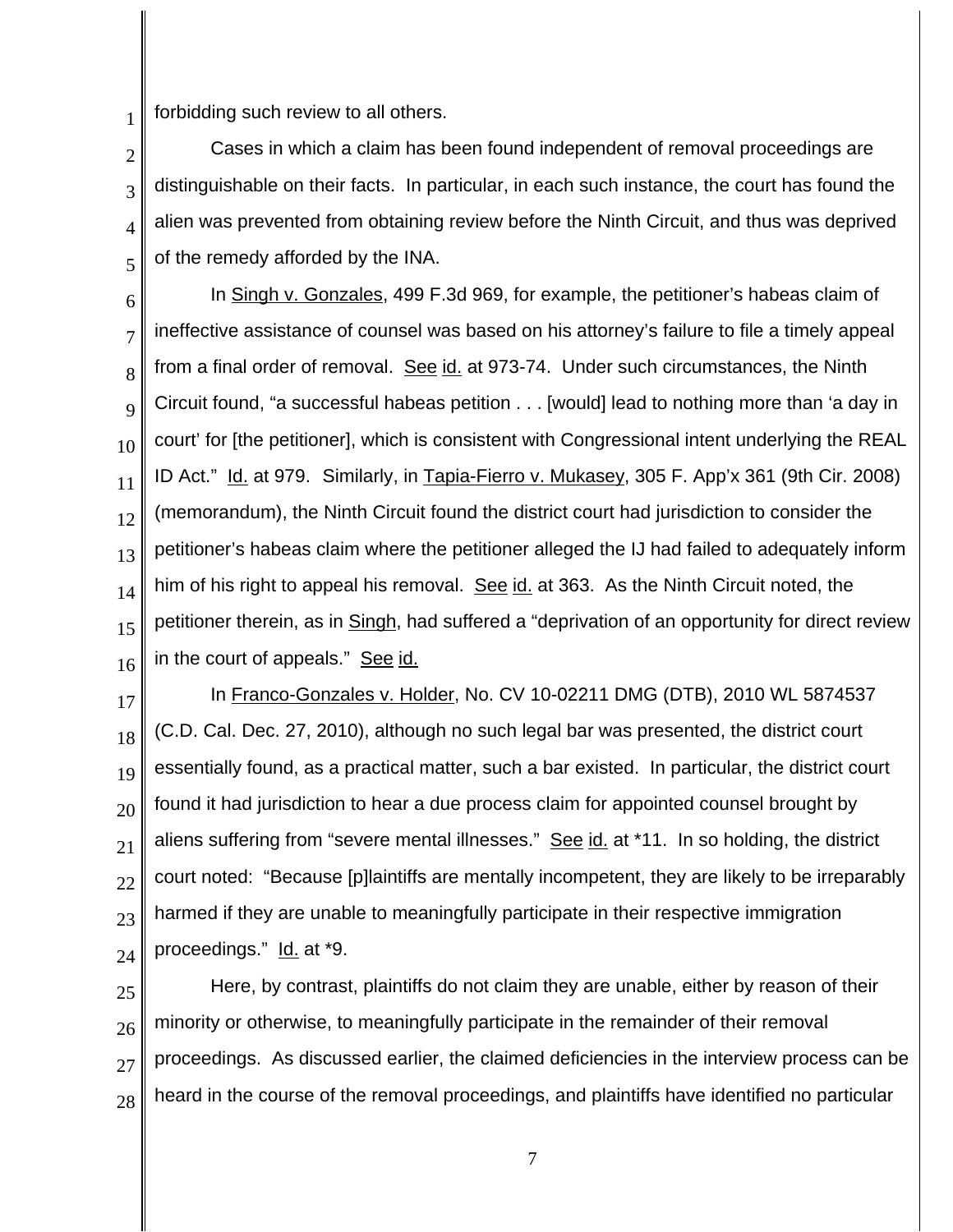forbidding such review to all others.

Cases in which a claim has been found independent of removal proceedings are distinguishable on their facts. In particular, in each such instance, the court has found the alien was prevented from obtaining review before the Ninth Circuit, and thus was deprived of the remedy afforded by the INA.

In Singh v. Gonzales, 499 F.3d 969, for example, the petitioner's habeas claim of ineffective assistance of counsel was based on his attorney's failure to file a timely appeal from a final order of removal. See id. at 973-74. Under such circumstances, the Ninth Circuit found, "a successful habeas petition . . . [would] lead to nothing more than 'a day in court' for [the petitioner], which is consistent with Congressional intent underlying the REAL ID Act." Id. at 979. Similarly, in Tapia-Fierro v. Mukasey, 305 F. App'x 361 (9th Cir. 2008) (memorandum), the Ninth Circuit found the district court had jurisdiction to consider the petitioner's habeas claim where the petitioner alleged the IJ had failed to adequately inform him of his right to appeal his removal. See id. at 363. As the Ninth Circuit noted, the petitioner therein, as in Singh, had suffered a "deprivation of an opportunity for direct review in the court of appeals." See id.

In Franco-Gonzales v. Holder, No. CV 10-02211 DMG (DTB), 2010 WL 5874537 (C.D. Cal. Dec. 27, 2010), although no such legal bar was presented, the district court essentially found, as a practical matter, such a bar existed. In particular, the district court found it had jurisdiction to hear a due process claim for appointed counsel brought by aliens suffering from "severe mental illnesses." See id. at *11. In so holding, the district court noted: "Because [p]laintiffs are mentally incompetent, they are likely to be irreparably harmed if they are unable to meaningfully participate in their respective immigration proceedings." Id. at *9.

Here, by contrast, plaintiffs do not claim they are unable, either by reason of their minority or otherwise, to meaningfully participate in the remainder of their removal proceedings. As discussed earlier, the claimed deficiencies in the interview process can be heard in the course of the removal proceedings, and plaintiffs have identified no particular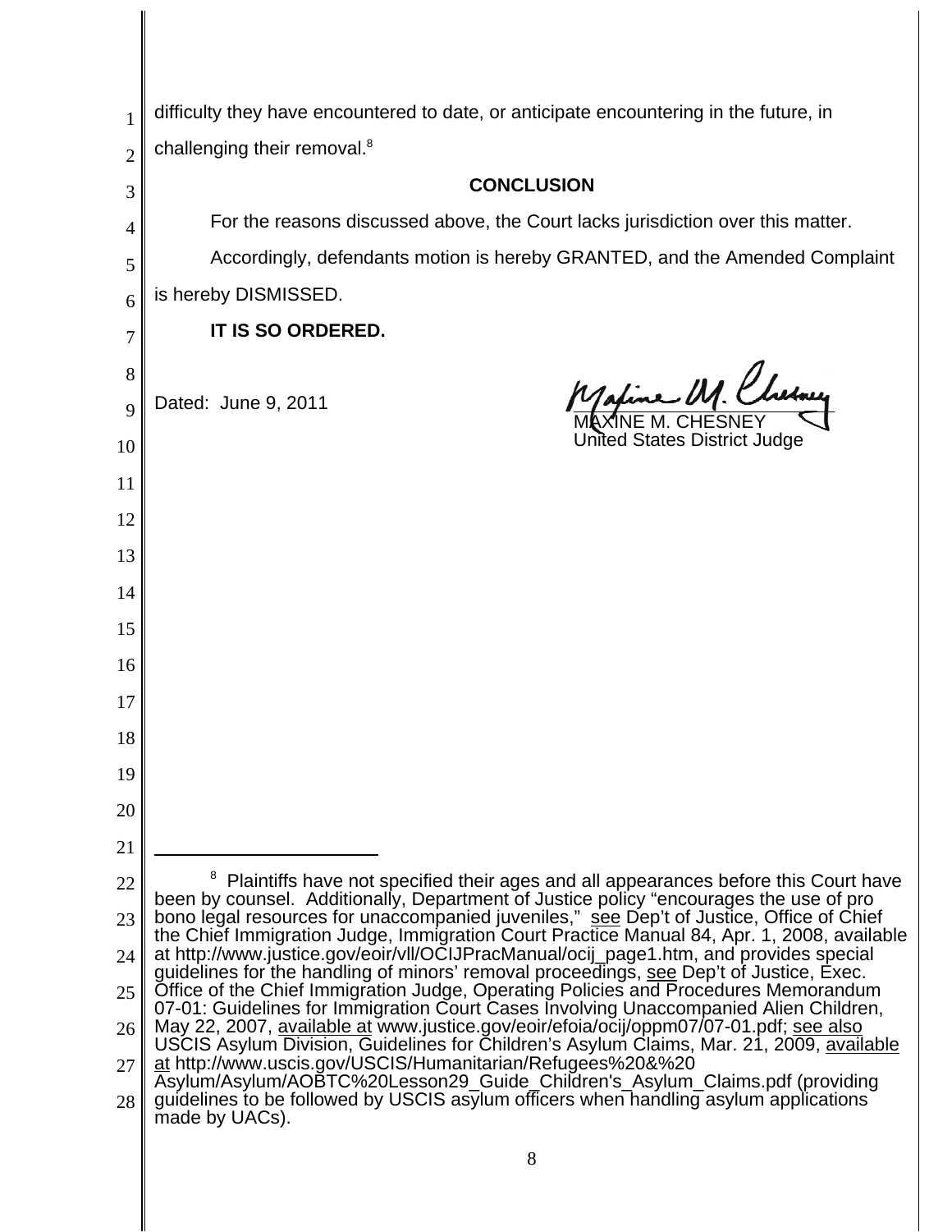difficulty they have encountered to date, or anticipate encountering in the future, in challenging their removal.[8]

## CONCLUSION

For the reasons discussed above, the Court lacks jurisdiction over this matter.

Accordingly, defendants motion is hereby GRANTED, and the Amended Complaint is hereby DISMISSED.

**IT IS SO ORDERED.**

Dated: June 9, 2011

MAXINE M. CHESNEY
United States District Judge

---

[8] Plaintiffs have not specified their ages and all appearances before this Court have been by counsel. Additionally, Department of Justice policy "encourages the use of pro bono legal resources for unaccompanied juveniles," see Dep't of Justice, Office of Chief the Chief Immigration Judge, Immigration Court Practice Manual 84, Apr. 1, 2008, available at http://www.justice.gov/eoir/vll/OCIJPracManual/ocij_page1.htm, and provides special guidelines for the handling of minors' removal proceedings, see Dep't of Justice, Exec. Office of the Chief Immigration Judge, Operating Policies and Procedures Memorandum 07-01: Guidelines for Immigration Court Cases Involving Unaccompanied Alien Children, May 22, 2007, available at www.justice.gov/eoir/efoia/ocij/oppm07/07-01.pdf; see also USCIS Asylum Division, Guidelines for Children's Asylum Claims, Mar. 21, 2009, available at http://www.uscis.gov/USCIS/Humanitarian/Refugees%20&%20 Asylum/Asylum/AOBTC%20Lesson29_Guide_Children's_Asylum_Claims.pdf (providing guidelines to be followed by USCIS asylum officers when handling asylum applications made by UACs).